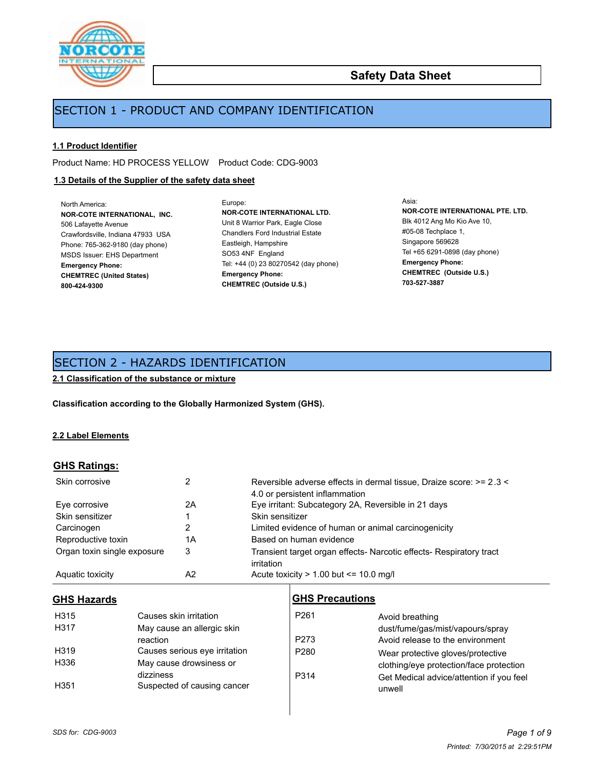# Safety Data Sheet

## SECTION 1 - PRODUCT AND COMPANY IDENTIFICATION

### 1.1 Product Identifier

Product Name: HD PROCESS YELLOW    Product Code: CDG-9003

### 1.3 Details of the Supplier of the safety data sheet

North America:
**NOR-COTE INTERNATIONAL, INC.**
506 Lafayette Avenue
Crawfordsville, Indiana 47933 USA
Phone: 765-362-9180 (day phone)
MSDS Issuer: EHS Department
**Emergency Phone:**
**CHEMTREC (United States)**
**800-424-9300**

Europe:
**NOR-COTE INTERNATIONAL LTD.**
Unit 8 Warrior Park, Eagle Close
Chandlers Ford Industrial Estate
Eastleigh, Hampshire
SO53 4NF England
Tel: +44 (0) 23 80270542 (day phone)
**Emergency Phone:**
**CHEMTREC (Outside U.S.)**

Asia:
**NOR-COTE INTERNATIONAL PTE. LTD.**
Blk 4012 Ang Mo Kio Ave 10,
#05-08 Techplace 1,
Singapore 569628
Tel +65 6291-0898 (day phone)
**Emergency Phone:**
**CHEMTREC (Outside U.S.)**
**703-527-3887**

## SECTION 2 - HAZARDS IDENTIFICATION

### 2.1 Classification of the substance or mixture

**Classification according to the Globally Harmonized System (GHS).**

### 2.2 Label Elements

### GHS Ratings:

| | | |
|---|---|---|
| Skin corrosive | 2 | Reversible adverse effects in dermal tissue, Draize score: >= 2.3 < 4.0 or persistent inflammation |
| Eye corrosive | 2A | Eye irritant: Subcategory 2A, Reversible in 21 days |
| Skin sensitizer | 1 | Skin sensitizer |
| Carcinogen | 2 | Limited evidence of human or animal carcinogenicity |
| Reproductive toxin | 1A | Based on human evidence |
| Organ toxin single exposure | 3 | Transient target organ effects- Narcotic effects- Respiratory tract irritation |
| Aquatic toxicity | A2 | Acute toxicity > 1.00 but <= 10.0 mg/l |

### GHS Hazards

| | |
|---|---|
| H315 | Causes skin irritation |
| H317 | May cause an allergic skin reaction |
| H319 | Causes serious eye irritation |
| H336 | May cause drowsiness or dizziness |
| H351 | Suspected of causing cancer |

### GHS Precautions

| | |
|---|---|
| P261 | Avoid breathing dust/fume/gas/mist/vapours/spray |
| P273 | Avoid release to the environment |
| P280 | Wear protective gloves/protective clothing/eye protection/face protection |
| P314 | Get Medical advice/attention if you feel unwell |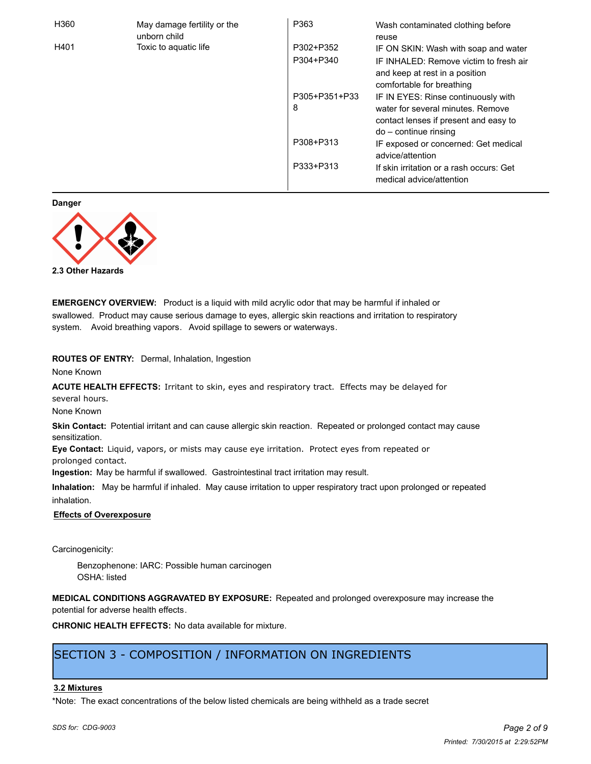| | | | |
|---|---|---|---|
| H360 | May damage fertility or the unborn child | P363 | Wash contaminated clothing before reuse |
| H401 | Toxic to aquatic life | P302+P352 | IF ON SKIN: Wash with soap and water |
| | | P304+P340 | IF INHALED: Remove victim to fresh air and keep at rest in a position comfortable for breathing |
| | | P305+P351+P338 | IF IN EYES: Rinse continuously with water for several minutes. Remove contact lenses if present and easy to do – continue rinsing |
| | | P308+P313 | IF exposed or concerned: Get medical advice/attention |
| | | P333+P313 | If skin irritation or a rash occurs: Get medical advice/attention |

**Danger**

**2.3 Other Hazards**

**EMERGENCY OVERVIEW:** Product is a liquid with mild acrylic odor that may be harmful if inhaled or swallowed. Product may cause serious damage to eyes, allergic skin reactions and irritation to respiratory system. Avoid breathing vapors. Avoid spillage to sewers or waterways.

**ROUTES OF ENTRY:** Dermal, Inhalation, Ingestion

None Known

**ACUTE HEALTH EFFECTS:** Irritant to skin, eyes and respiratory tract. Effects may be delayed for several hours.

None Known

**Skin Contact:** Potential irritant and can cause allergic skin reaction. Repeated or prolonged contact may cause sensitization.

**Eye Contact:** Liquid, vapors, or mists may cause eye irritation. Protect eyes from repeated or prolonged contact.

**Ingestion:** May be harmful if swallowed. Gastrointestinal tract irritation may result.

**Inhalation:** May be harmful if inhaled. May cause irritation to upper respiratory tract upon prolonged or repeated inhalation.

**Effects of Overexposure**

Carcinogenicity:

Benzophenone: IARC: Possible human carcinogen
OSHA: listed

**MEDICAL CONDITIONS AGGRAVATED BY EXPOSURE:** Repeated and prolonged overexposure may increase the potential for adverse health effects.

**CHRONIC HEALTH EFFECTS:** No data available for mixture.

## SECTION 3 - COMPOSITION / INFORMATION ON INGREDIENTS

**3.2 Mixtures**

*Note: The exact concentrations of the below listed chemicals are being withheld as a trade secret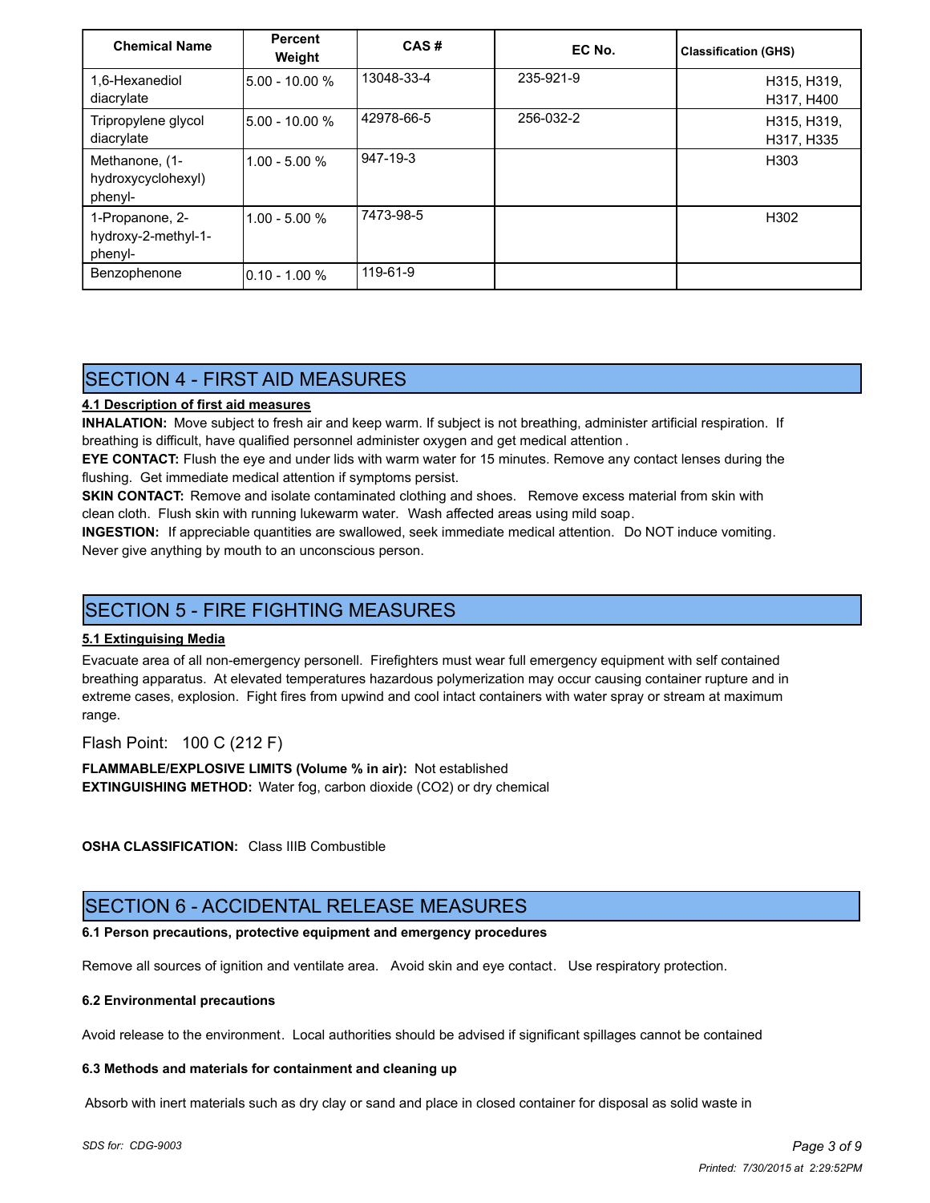| Chemical Name | Percent Weight | CAS # | EC No. | Classification (GHS) |
|---|---|---|---|---|
| 1,6-Hexanediol diacrylate | 5.00 - 10.00 % | 13048-33-4 | 235-921-9 | H315, H319, H317, H400 |
| Tripropylene glycol diacrylate | 5.00 - 10.00 % | 42978-66-5 | 256-032-2 | H315, H319, H317, H335 |
| Methanone, (1-hydroxycyclohexyl) phenyl- | 1.00 - 5.00 % | 947-19-3 | | H303 |
| 1-Propanone, 2-hydroxy-2-methyl-1-phenyl- | 1.00 - 5.00 % | 7473-98-5 | | H302 |
| Benzophenone | 0.10 - 1.00 % | 119-61-9 | | |

## SECTION 4 - FIRST AID MEASURES

**4.1 Description of first aid measures**

**INHALATION:** Move subject to fresh air and keep warm. If subject is not breathing, administer artificial respiration. If breathing is difficult, have qualified personnel administer oxygen and get medical attention .

**EYE CONTACT:** Flush the eye and under lids with warm water for 15 minutes. Remove any contact lenses during the flushing. Get immediate medical attention if symptoms persist.

**SKIN CONTACT:** Remove and isolate contaminated clothing and shoes. Remove excess material from skin with clean cloth. Flush skin with running lukewarm water. Wash affected areas using mild soap.

**INGESTION:** If appreciable quantities are swallowed, seek immediate medical attention. Do NOT induce vomiting. Never give anything by mouth to an unconscious person.

## SECTION 5 - FIRE FIGHTING MEASURES

**5.1 Extinguising Media**

Evacuate area of all non-emergency personell. Firefighters must wear full emergency equipment with self contained breathing apparatus. At elevated temperatures hazardous polymerization may occur causing container rupture and in extreme cases, explosion. Fight fires from upwind and cool intact containers with water spray or stream at maximum range.

Flash Point: 100 C (212 F)

**FLAMMABLE/EXPLOSIVE LIMITS (Volume % in air):** Not established

**EXTINGUISHING METHOD:** Water fog, carbon dioxide ($CO_2$) or dry chemical

**OSHA CLASSIFICATION:** Class IIIB Combustible

## SECTION 6 - ACCIDENTAL RELEASE MEASURES

**6.1 Person precautions, protective equipment and emergency procedures**

Remove all sources of ignition and ventilate area. Avoid skin and eye contact. Use respiratory protection.

**6.2 Environmental precautions**

Avoid release to the environment. Local authorities should be advised if significant spillages cannot be contained

**6.3 Methods and materials for containment and cleaning up**

Absorb with inert materials such as dry clay or sand and place in closed container for disposal as solid waste in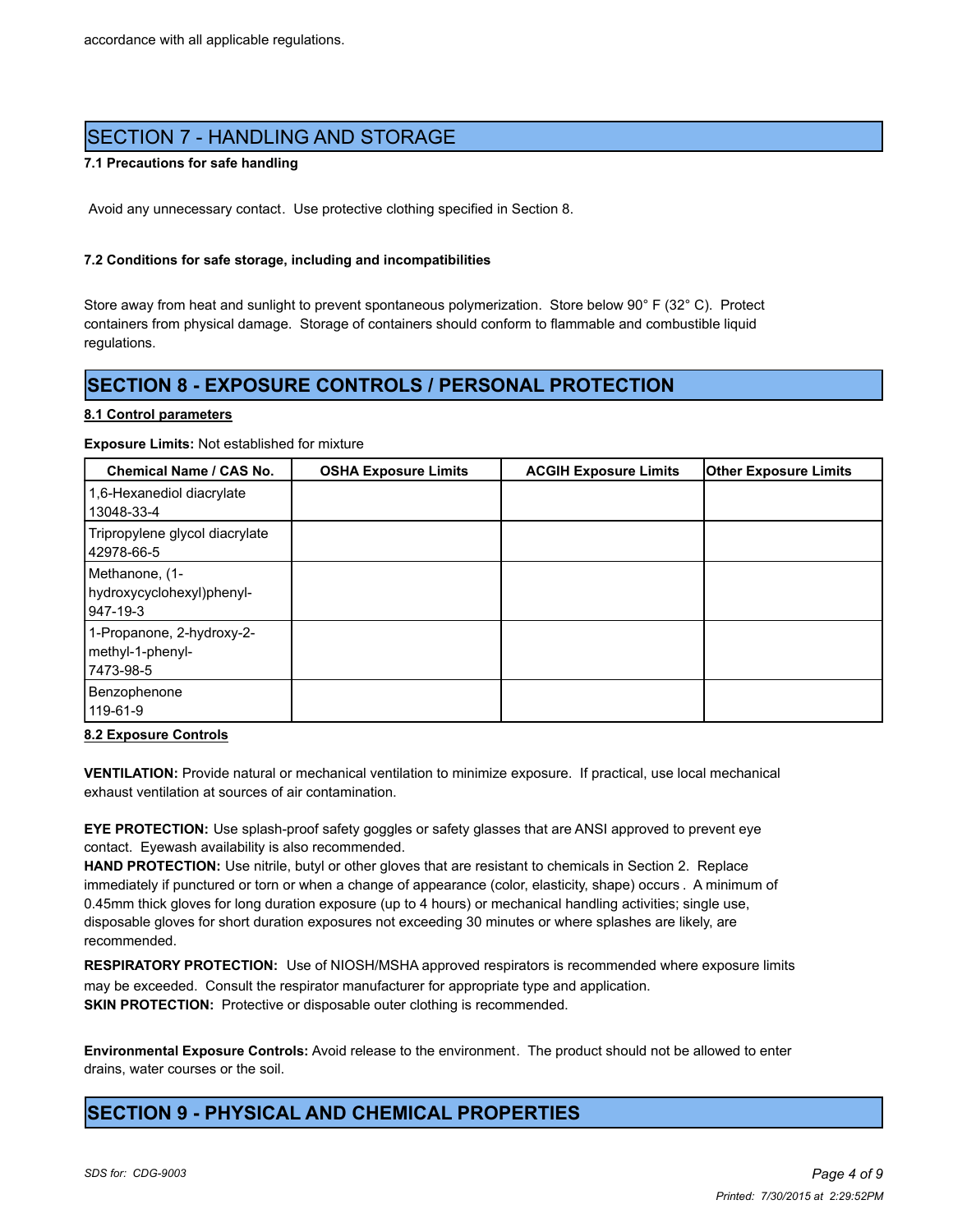accordance with all applicable regulations.

## SECTION 7 - HANDLING AND STORAGE

**7.1 Precautions for safe handling**

Avoid any unnecessary contact. Use protective clothing specified in Section 8.

**7.2 Conditions for safe storage, including and incompatibilities**

Store away from heat and sunlight to prevent spontaneous polymerization. Store below 90° F (32° C). Protect containers from physical damage. Storage of containers should conform to flammable and combustible liquid regulations.

## SECTION 8 - EXPOSURE CONTROLS / PERSONAL PROTECTION

**8.1 Control parameters**

**Exposure Limits:** Not established for mixture

| Chemical Name / CAS No. | OSHA Exposure Limits | ACGIH Exposure Limits | Other Exposure Limits |
|---|---|---|---|
| 1,6-Hexanediol diacrylate 13048-33-4 | | | |
| Tripropylene glycol diacrylate 42978-66-5 | | | |
| Methanone, (1-hydroxycyclohexyl)phenyl- 947-19-3 | | | |
| 1-Propanone, 2-hydroxy-2-methyl-1-phenyl- 7473-98-5 | | | |
| Benzophenone 119-61-9 | | | |

**8.2 Exposure Controls**

**VENTILATION:** Provide natural or mechanical ventilation to minimize exposure. If practical, use local mechanical exhaust ventilation at sources of air contamination.

**EYE PROTECTION:** Use splash-proof safety goggles or safety glasses that are ANSI approved to prevent eye contact. Eyewash availability is also recommended.

**HAND PROTECTION:** Use nitrile, butyl or other gloves that are resistant to chemicals in Section 2. Replace immediately if punctured or torn or when a change of appearance (color, elasticity, shape) occurs . A minimum of 0.45mm thick gloves for long duration exposure (up to 4 hours) or mechanical handling activities; single use, disposable gloves for short duration exposures not exceeding 30 minutes or where splashes are likely, are recommended.

**RESPIRATORY PROTECTION:** Use of NIOSH/MSHA approved respirators is recommended where exposure limits may be exceeded. Consult the respirator manufacturer for appropriate type and application.

**SKIN PROTECTION:** Protective or disposable outer clothing is recommended.

**Environmental Exposure Controls:** Avoid release to the environment. The product should not be allowed to enter drains, water courses or the soil.

## SECTION 9 - PHYSICAL AND CHEMICAL PROPERTIES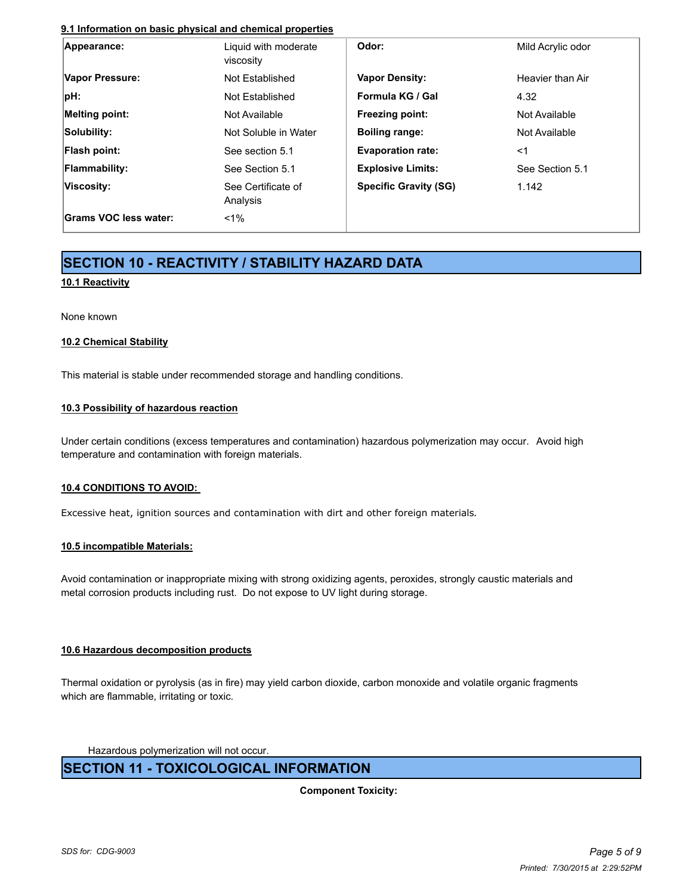**9.1 Information on basic physical and chemical properties**

| Appearance: | Liquid with moderate viscosity | Odor: | Mild Acrylic odor |
|---|---|---|---|
| Vapor Pressure: | Not Established | Vapor Density: | Heavier than Air |
| pH: | Not Established | Formula KG / Gal | 4.32 |
| Melting point: | Not Available | Freezing point: | Not Available |
| Solubility: | Not Soluble in Water | Boiling range: | Not Available |
| Flash point: | See section 5.1 | Evaporation rate: | <1 |
| Flammability: | See Section 5.1 | Explosive Limits: | See Section 5.1 |
| Viscosity: | See Certificate of Analysis | Specific Gravity (SG) | 1.142 |
| Grams VOC less water: | <1% | | |

# SECTION 10 - REACTIVITY / STABILITY HAZARD DATA

**10.1 Reactivity**

None known

**10.2 Chemical Stability**

This material is stable under recommended storage and handling conditions.

**10.3 Possibility of hazardous reaction**

Under certain conditions (excess temperatures and contamination) hazardous polymerization may occur. Avoid high temperature and contamination with foreign materials.

**10.4 CONDITIONS TO AVOID:**

Excessive heat, ignition sources and contamination with dirt and other foreign materials.

**10.5 incompatible Materials:**

Avoid contamination or inappropriate mixing with strong oxidizing agents, peroxides, strongly caustic materials and metal corrosion products including rust. Do not expose to UV light during storage.

**10.6 Hazardous decomposition products**

Thermal oxidation or pyrolysis (as in fire) may yield carbon dioxide, carbon monoxide and volatile organic fragments which are flammable, irritating or toxic.

Hazardous polymerization will not occur.

# SECTION 11 - TOXICOLOGICAL INFORMATION

**Component Toxicity:**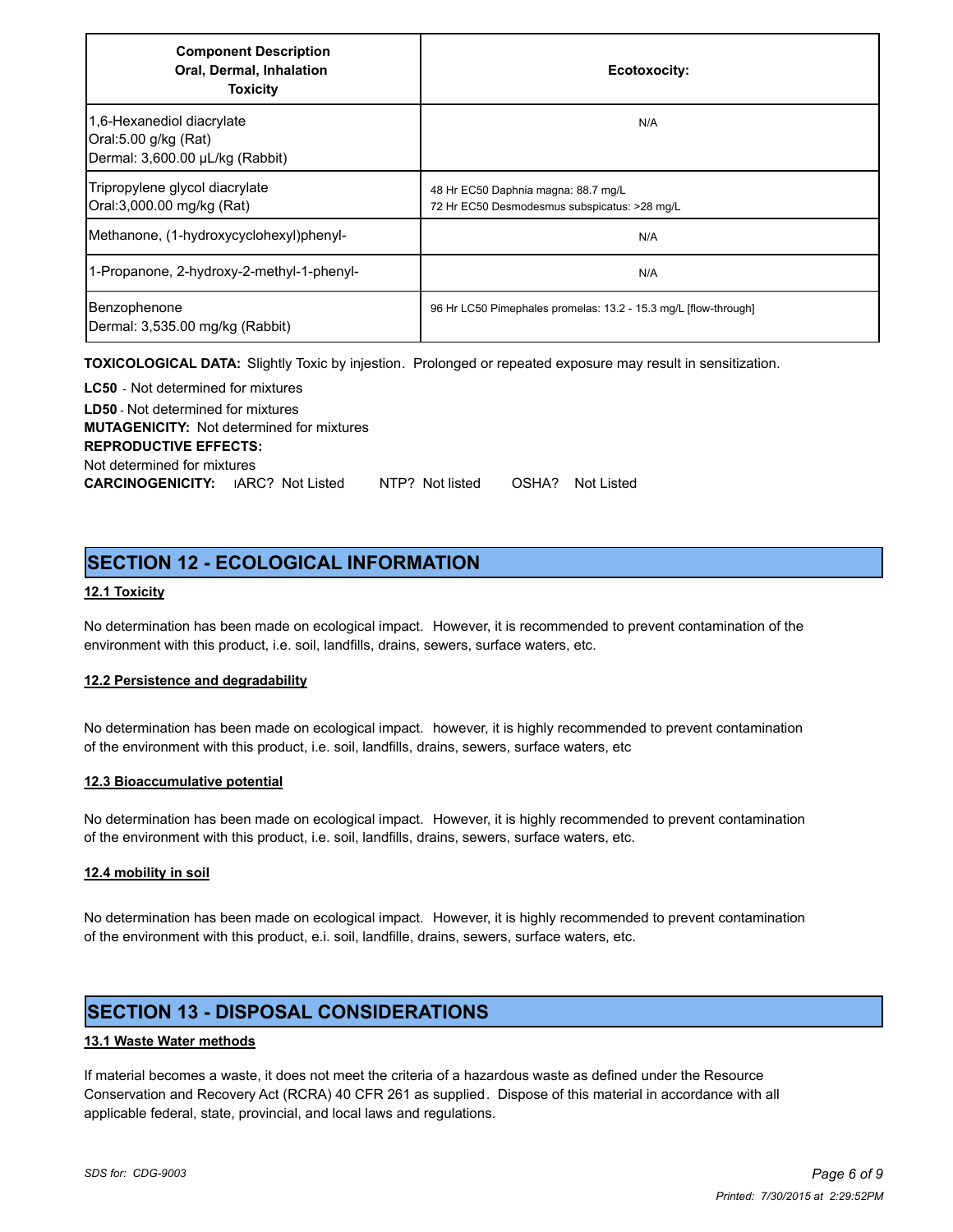| Component Description Oral, Dermal, Inhalation Toxicity | Ecotoxocity: |
|---|---|
| 1,6-Hexanediol diacrylate<br>Oral:5.00 g/kg (Rat)<br>Dermal: 3,600.00 µL/kg (Rabbit) | N/A |
| Tripropylene glycol diacrylate<br>Oral:3,000.00 mg/kg (Rat) | 48 Hr EC50 Daphnia magna: 88.7 mg/L<br>72 Hr EC50 Desmodesmus subspicatus: >28 mg/L |
| Methanone, (1-hydroxycyclohexyl)phenyl- | N/A |
| 1-Propanone, 2-hydroxy-2-methyl-1-phenyl- | N/A |
| Benzophenone<br>Dermal: 3,535.00 mg/kg (Rabbit) | 96 Hr LC50 Pimephales promelas: 13.2 - 15.3 mg/L [flow-through] |

**TOXICOLOGICAL DATA:** Slightly Toxic by injestion. Prolonged or repeated exposure may result in sensitization.

**LC50** - Not determined for mixtures
**LD50** - Not determined for mixtures
**MUTAGENICITY:** Not determined for mixtures
**REPRODUCTIVE EFFECTS:**
Not determined for mixtures
**CARCINOGENICITY:** IARC? Not Listed NTP? Not listed OSHA? Not Listed

## SECTION 12 - ECOLOGICAL INFORMATION

### 12.1 Toxicity

No determination has been made on ecological impact. However, it is recommended to prevent contamination of the environment with this product, i.e. soil, landfills, drains, sewers, surface waters, etc.

### 12.2 Persistence and degradability

No determination has been made on ecological impact. however, it is highly recommended to prevent contamination of the environment with this product, i.e. soil, landfills, drains, sewers, surface waters, etc

### 12.3 Bioaccumulative potential

No determination has been made on ecological impact. However, it is highly recommended to prevent contamination of the environment with this product, i.e. soil, landfills, drains, sewers, surface waters, etc.

### 12.4 mobility in soil

No determination has been made on ecological impact. However, it is highly recommended to prevent contamination of the environment with this product, e.i. soil, landfille, drains, sewers, surface waters, etc.

## SECTION 13 - DISPOSAL CONSIDERATIONS

### 13.1 Waste Water methods

If material becomes a waste, it does not meet the criteria of a hazardous waste as defined under the Resource Conservation and Recovery Act (RCRA) 40 CFR 261 as supplied. Dispose of this material in accordance with all applicable federal, state, provincial, and local laws and regulations.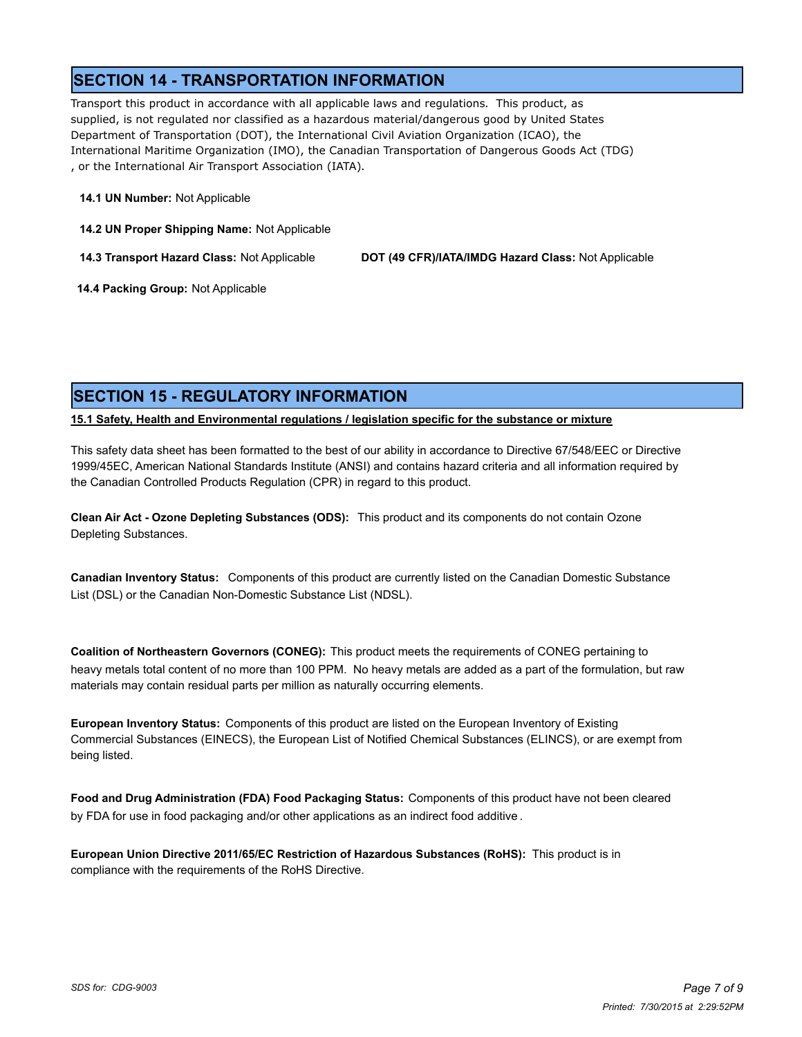## SECTION 14 - TRANSPORTATION INFORMATION

Transport this product in accordance with all applicable laws and regulations. This product, as supplied, is not regulated nor classified as a hazardous material/dangerous good by United States Department of Transportation (DOT), the International Civil Aviation Organization (ICAO), the International Maritime Organization (IMO), the Canadian Transportation of Dangerous Goods Act (TDG), or the International Air Transport Association (IATA).

**14.1 UN Number:** Not Applicable

**14.2 UN Proper Shipping Name:** Not Applicable

**14.3 Transport Hazard Class:** Not Applicable

**DOT (49 CFR)/IATA/IMDG Hazard Class:** Not Applicable

**14.4 Packing Group:** Not Applicable

## SECTION 15 - REGULATORY INFORMATION

**15.1 Safety, Health and Environmental regulations / legislation specific for the substance or mixture**

This safety data sheet has been formatted to the best of our ability in accordance to Directive 67/548/EEC or Directive 1999/45EC, American National Standards Institute (ANSI) and contains hazard criteria and all information required by the Canadian Controlled Products Regulation (CPR) in regard to this product.

**Clean Air Act - Ozone Depleting Substances (ODS):** This product and its components do not contain Ozone Depleting Substances.

**Canadian Inventory Status:** Components of this product are currently listed on the Canadian Domestic Substance List (DSL) or the Canadian Non-Domestic Substance List (NDSL).

**Coalition of Northeastern Governors (CONEG):** This product meets the requirements of CONEG pertaining to heavy metals total content of no more than 100 PPM. No heavy metals are added as a part of the formulation, but raw materials may contain residual parts per million as naturally occurring elements.

**European Inventory Status:** Components of this product are listed on the European Inventory of Existing Commercial Substances (EINECS), the European List of Notified Chemical Substances (ELINCS), or are exempt from being listed.

**Food and Drug Administration (FDA) Food Packaging Status:** Components of this product have not been cleared by FDA for use in food packaging and/or other applications as an indirect food additive.

**European Union Directive 2011/65/EC Restriction of Hazardous Substances (RoHS):** This product is in compliance with the requirements of the RoHS Directive.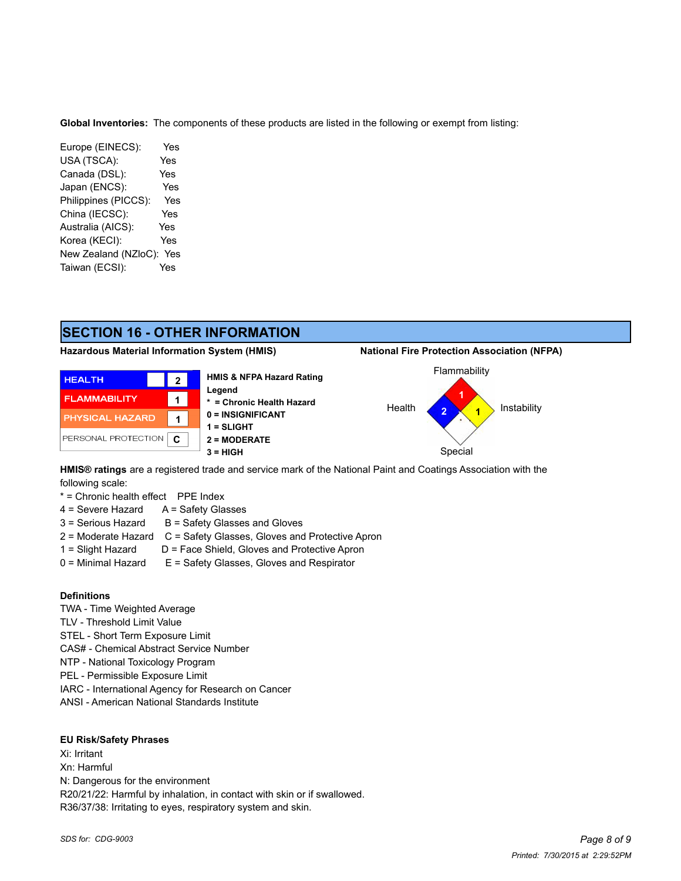**Global Inventories:** The components of these products are listed in the following or exempt from listing:

| | |
|---|---|
| Europe (EINECS): | Yes |
| USA (TSCA): | Yes |
| Canada (DSL): | Yes |
| Japan (ENCS): | Yes |
| Philippines (PICCS): | Yes |
| China (IECSC): | Yes |
| Australia (AICS): | Yes |
| Korea (KECI): | Yes |
| New Zealand (NZloC): | Yes |
| Taiwan (ECSI): | Yes |

## SECTION 16 - OTHER INFORMATION

**Hazardous Material Information System (HMIS)**

| | |
|---|---|
| HEALTH | 2 |
| FLAMMABILITY | 1 |
| PHYSICAL HAZARD | 1 |
| PERSONAL PROTECTION | C |

**HMIS & NFPA Hazard Rating Legend**
**\* = Chronic Health Hazard**
**0 = INSIGNIFICANT**
**1 = SLIGHT**
**2 = MODERATE**
**3 = HIGH**

**National Fire Protection Association (NFPA)**

Flammability: 1
Health: 2
Instability: 1
Special:

**HMIS® ratings** are a registered trade and service mark of the National Paint and Coatings Association with the following scale:

| | |
|---|---|
| * = Chronic health effect | PPE Index |
| 4 = Severe Hazard | A = Safety Glasses |
| 3 = Serious Hazard | B = Safety Glasses and Gloves |
| 2 = Moderate Hazard | C = Safety Glasses, Gloves and Protective Apron |
| 1 = Slight Hazard | D = Face Shield, Gloves and Protective Apron |
| 0 = Minimal Hazard | E = Safety Glasses, Gloves and Respirator |

**Definitions**

TWA - Time Weighted Average
TLV - Threshold Limit Value
STEL - Short Term Exposure Limit
CAS# - Chemical Abstract Service Number
NTP - National Toxicology Program
PEL - Permissible Exposure Limit
IARC - International Agency for Research on Cancer
ANSI - American National Standards Institute

**EU Risk/Safety Phrases**

Xi: Irritant
Xn: Harmful
N: Dangerous for the environment
R20/21/22: Harmful by inhalation, in contact with skin or if swallowed.
R36/37/38: Irritating to eyes, respiratory system and skin.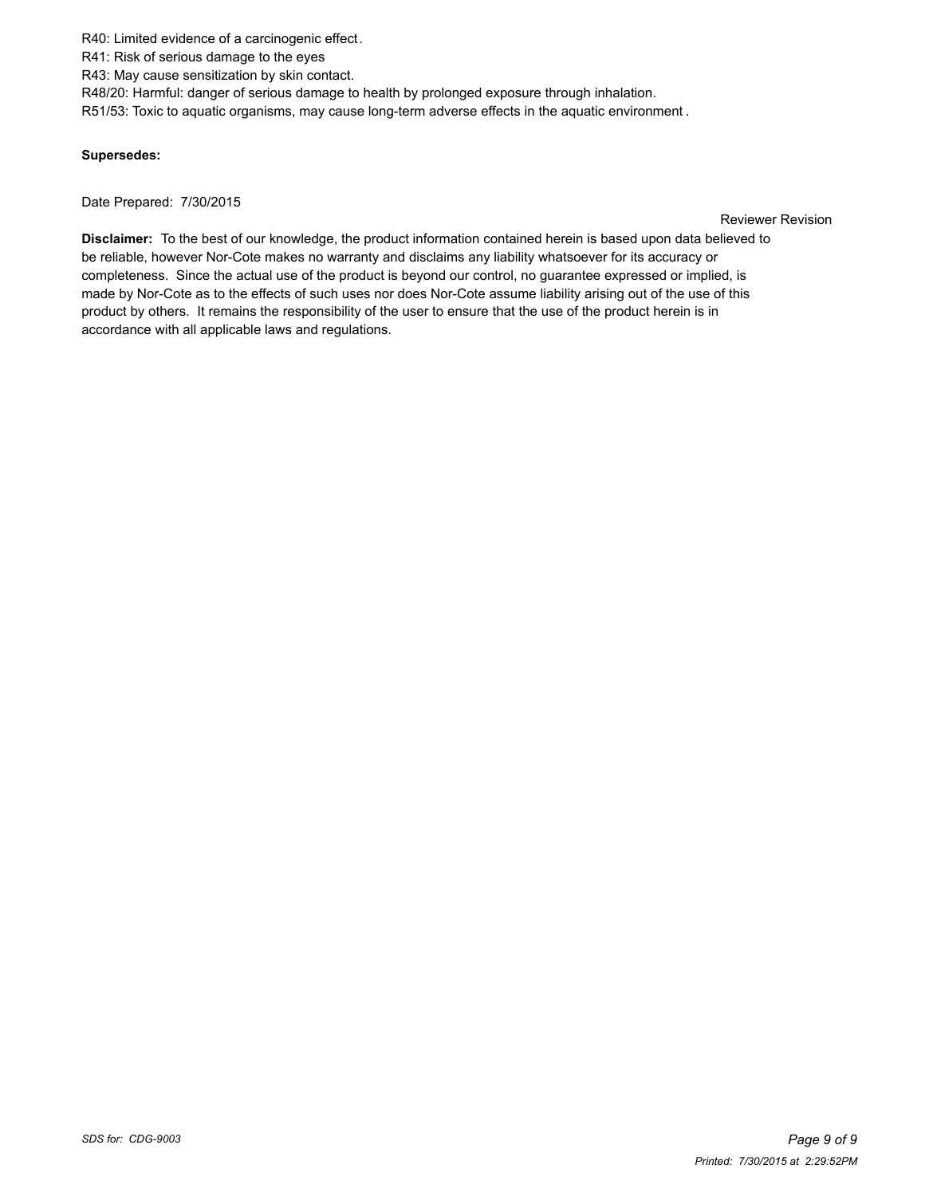R40: Limited evidence of a carcinogenic effect.
R41: Risk of serious damage to the eyes
R43: May cause sensitization by skin contact.
R48/20: Harmful: danger of serious damage to health by prolonged exposure through inhalation.
R51/53: Toxic to aquatic organisms, may cause long-term adverse effects in the aquatic environment.

**Supersedes:**

Date Prepared: 7/30/2015

Reviewer Revision

**Disclaimer:** To the best of our knowledge, the product information contained herein is based upon data believed to be reliable, however Nor-Cote makes no warranty and disclaims any liability whatsoever for its accuracy or completeness. Since the actual use of the product is beyond our control, no guarantee expressed or implied, is made by Nor-Cote as to the effects of such uses nor does Nor-Cote assume liability arising out of the use of this product by others. It remains the responsibility of the user to ensure that the use of the product herein is in accordance with all applicable laws and regulations.